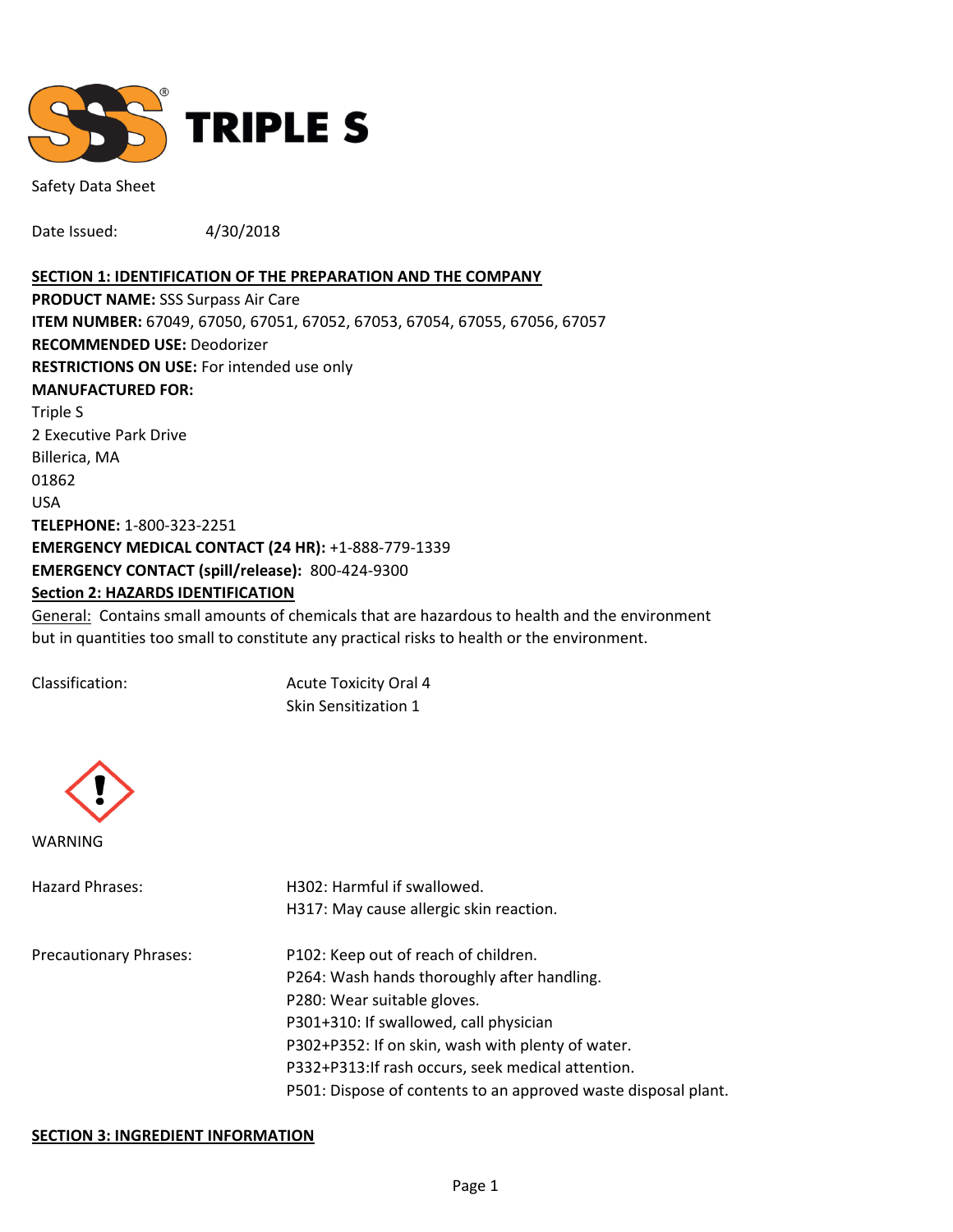TRIPLE S

Safety Data Sheet

Date Issued: 4/30/2018

## SECTION 1: IDENTIFICATION OF THE PREPARATION AND THE COMPANY

**PRODUCT NAME:** SSS Surpass Air Care
**ITEM NUMBER:** 67049, 67050, 67051, 67052, 67053, 67054, 67055, 67056, 67057
**RECOMMENDED USE:** Deodorizer
**RESTRICTIONS ON USE:** For intended use only
**MANUFACTURED FOR:**
Triple S
2 Executive Park Drive
Billerica, MA
01862
USA
**TELEPHONE:** 1-800-323-2251
**EMERGENCY MEDICAL CONTACT (24 HR):** +1-888-779-1339
**EMERGENCY CONTACT (spill/release):** 800-424-9300

## Section 2: HAZARDS IDENTIFICATION

General: Contains small amounts of chemicals that are hazardous to health and the environment but in quantities too small to constitute any practical risks to health or the environment.

Classification: Acute Toxicity Oral 4
Skin Sensitization 1

WARNING

Hazard Phrases:
- H302: Harmful if swallowed.
- H317: May cause allergic skin reaction.

Precautionary Phrases:
- P102: Keep out of reach of children.
- P264: Wash hands thoroughly after handling.
- P280: Wear suitable gloves.
- P301+310: If swallowed, call physician
- P302+P352: If on skin, wash with plenty of water.
- P332+P313:If rash occurs, seek medical attention.
- P501: Dispose of contents to an approved waste disposal plant.

## SECTION 3: INGREDIENT INFORMATION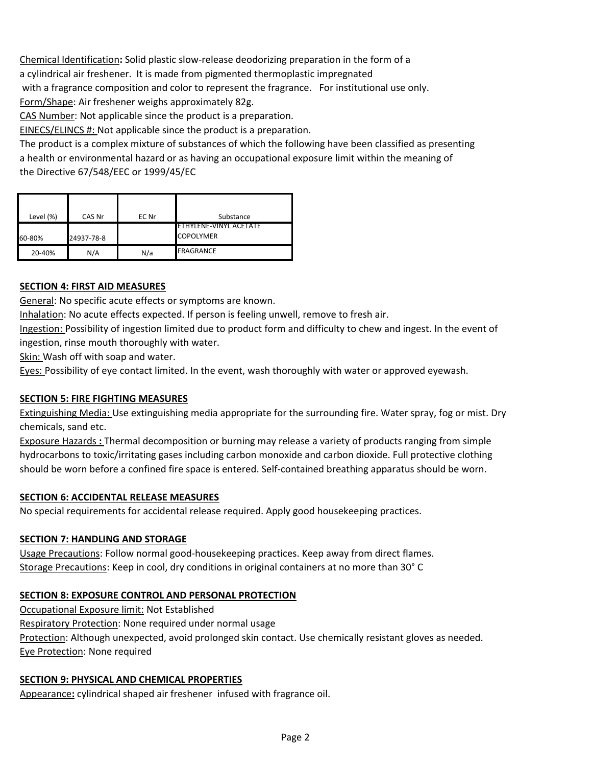Chemical Identification**:** Solid plastic slow-release deodorizing preparation in the form of a a cylindrical air freshener. It is made from pigmented thermoplastic impregnated with a fragrance composition and color to represent the fragrance. For institutional use only.

Form/Shape: Air freshener weighs approximately 82g.

CAS Number: Not applicable since the product is a preparation.

EINECS/ELINCS #: Not applicable since the product is a preparation.

The product is a complex mixture of substances of which the following have been classified as presenting a health or environmental hazard or as having an occupational exposure limit within the meaning of the Directive 67/548/EEC or 1999/45/EC

| Level (%) | CAS Nr | EC Nr | Substance |
|---|---|---|---|
| 60-80% | 24937-78-8 | | ETHYLENE-VINYL ACETATE COPOLYMER |
| 20-40% | N/A | N/a | FRAGRANCE |

## SECTION 4: FIRST AID MEASURES

General: No specific acute effects or symptoms are known.

Inhalation: No acute effects expected. If person is feeling unwell, remove to fresh air.

Ingestion: Possibility of ingestion limited due to product form and difficulty to chew and ingest. In the event of ingestion, rinse mouth thoroughly with water.

Skin: Wash off with soap and water.

Eyes: Possibility of eye contact limited. In the event, wash thoroughly with water or approved eyewash.

## SECTION 5: FIRE FIGHTING MEASURES

Extinguishing Media: Use extinguishing media appropriate for the surrounding fire. Water spray, fog or mist. Dry chemicals, sand etc.

Exposure Hazards **:** Thermal decomposition or burning may release a variety of products ranging from simple hydrocarbons to toxic/irritating gases including carbon monoxide and carbon dioxide. Full protective clothing should be worn before a confined fire space is entered. Self-contained breathing apparatus should be worn.

## SECTION 6: ACCIDENTAL RELEASE MEASURES

No special requirements for accidental release required. Apply good housekeeping practices.

## SECTION 7: HANDLING AND STORAGE

Usage Precautions: Follow normal good-housekeeping practices. Keep away from direct flames.

Storage Precautions: Keep in cool, dry conditions in original containers at no more than 30° C

## SECTION 8: EXPOSURE CONTROL AND PERSONAL PROTECTION

Occupational Exposure limit: Not Established

Respiratory Protection: None required under normal usage

Protection: Although unexpected, avoid prolonged skin contact. Use chemically resistant gloves as needed.

Eye Protection: None required

## SECTION 9: PHYSICAL AND CHEMICAL PROPERTIES

Appearance**:** cylindrical shaped air freshener infused with fragrance oil.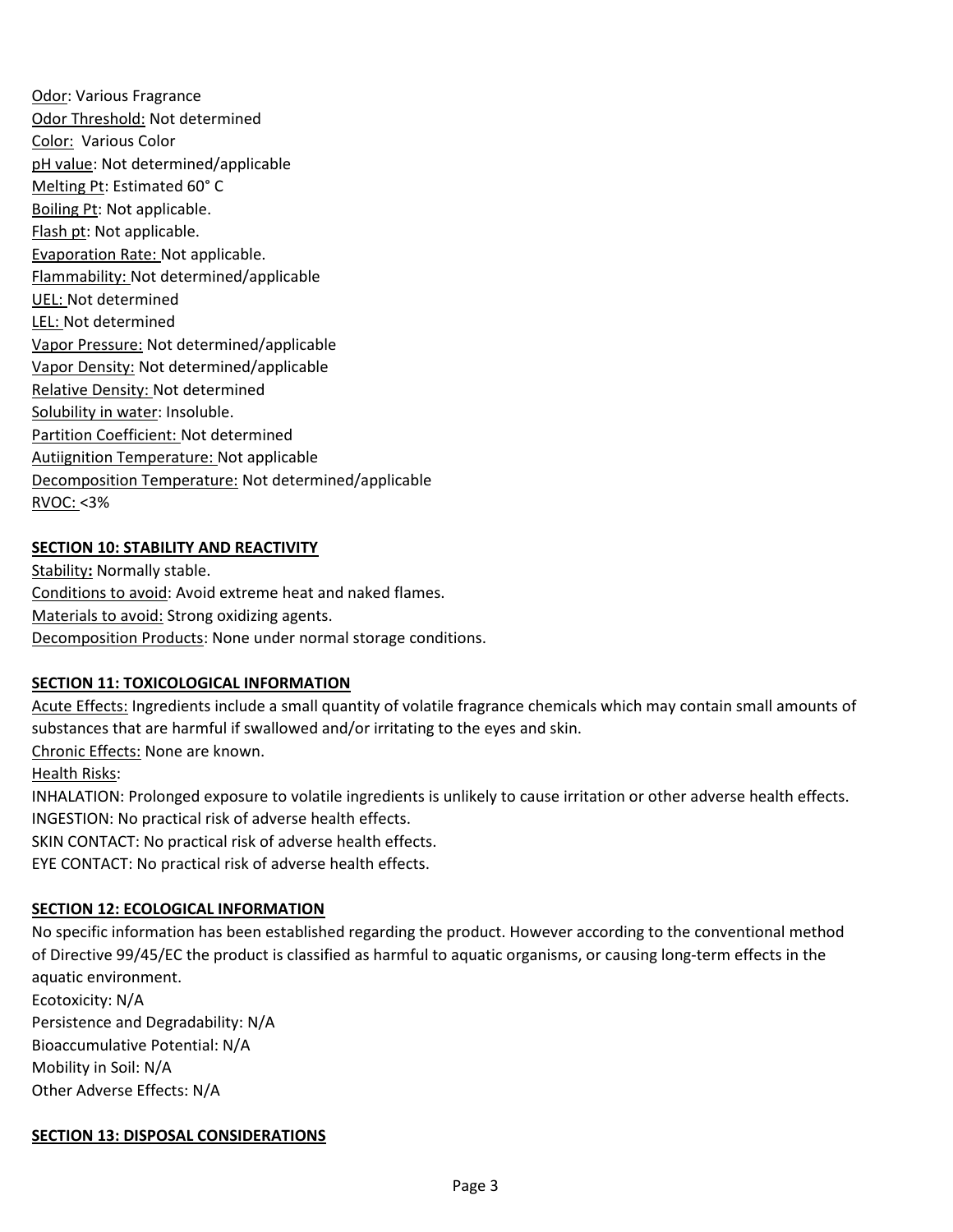Odor: Various Fragrance
Odor Threshold: Not determined
Color: Various Color
pH value: Not determined/applicable
Melting Pt: Estimated 60° C
Boiling Pt: Not applicable.
Flash pt: Not applicable.
Evaporation Rate: Not applicable.
Flammability: Not determined/applicable
UEL: Not determined
LEL: Not determined
Vapor Pressure: Not determined/applicable
Vapor Density: Not determined/applicable
Relative Density: Not determined
Solubility in water: Insoluble.
Partition Coefficient: Not determined
Autiignition Temperature: Not applicable
Decomposition Temperature: Not determined/applicable
RVOC: <3%

## SECTION 10: STABILITY AND REACTIVITY

Stability**:** Normally stable.
Conditions to avoid: Avoid extreme heat and naked flames.
Materials to avoid: Strong oxidizing agents.
Decomposition Products: None under normal storage conditions.

## SECTION 11: TOXICOLOGICAL INFORMATION

Acute Effects: Ingredients include a small quantity of volatile fragrance chemicals which may contain small amounts of substances that are harmful if swallowed and/or irritating to the eyes and skin.
Chronic Effects: None are known.
Health Risks:
INHALATION: Prolonged exposure to volatile ingredients is unlikely to cause irritation or other adverse health effects.
INGESTION: No practical risk of adverse health effects.
SKIN CONTACT: No practical risk of adverse health effects.
EYE CONTACT: No practical risk of adverse health effects.

## SECTION 12: ECOLOGICAL INFORMATION

No specific information has been established regarding the product. However according to the conventional method of Directive 99/45/EC the product is classified as harmful to aquatic organisms, or causing long-term effects in the aquatic environment.
Ecotoxicity: N/A
Persistence and Degradability: N/A
Bioaccumulative Potential: N/A
Mobility in Soil: N/A
Other Adverse Effects: N/A

## SECTION 13: DISPOSAL CONSIDERATIONS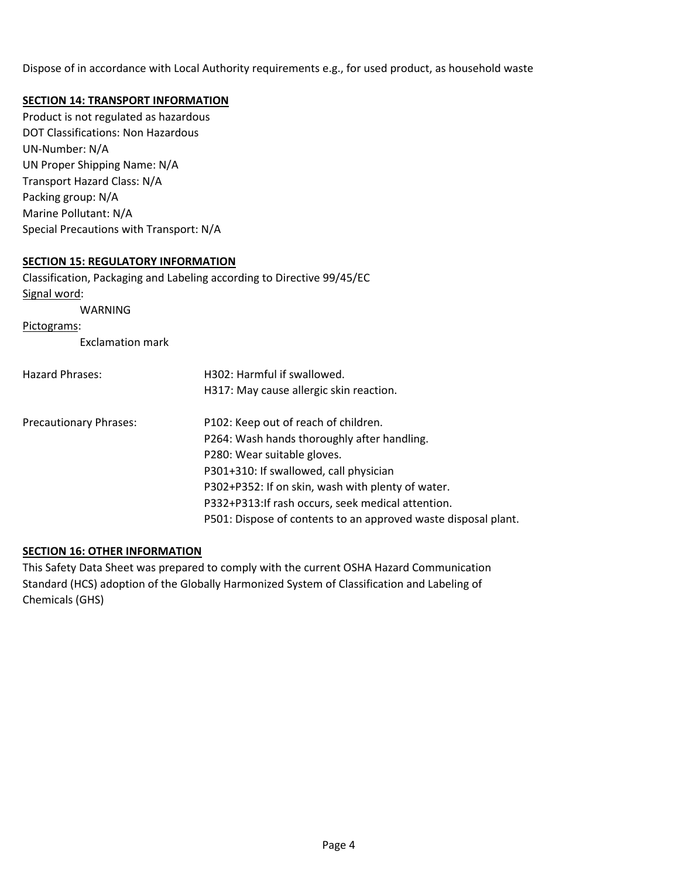Dispose of in accordance with Local Authority requirements e.g., for used product, as household waste

## SECTION 14: TRANSPORT INFORMATION

Product is not regulated as hazardous
DOT Classifications: Non Hazardous
UN-Number: N/A
UN Proper Shipping Name: N/A
Transport Hazard Class: N/A
Packing group: N/A
Marine Pollutant: N/A
Special Precautions with Transport: N/A

## SECTION 15: REGULATORY INFORMATION

Classification, Packaging and Labeling according to Directive 99/45/EC

Signal word:

WARNING

Pictograms:

Exclamation mark

| | |
|---|---|
| Hazard Phrases: | H302: Harmful if swallowed.<br>H317: May cause allergic skin reaction. |
| Precautionary Phrases: | P102: Keep out of reach of children.<br>P264: Wash hands thoroughly after handling.<br>P280: Wear suitable gloves.<br>P301+310: If swallowed, call physician<br>P302+P352: If on skin, wash with plenty of water.<br>P332+P313:If rash occurs, seek medical attention.<br>P501: Dispose of contents to an approved waste disposal plant. |

## SECTION 16: OTHER INFORMATION

This Safety Data Sheet was prepared to comply with the current OSHA Hazard Communication Standard (HCS) adoption of the Globally Harmonized System of Classification and Labeling of Chemicals (GHS)